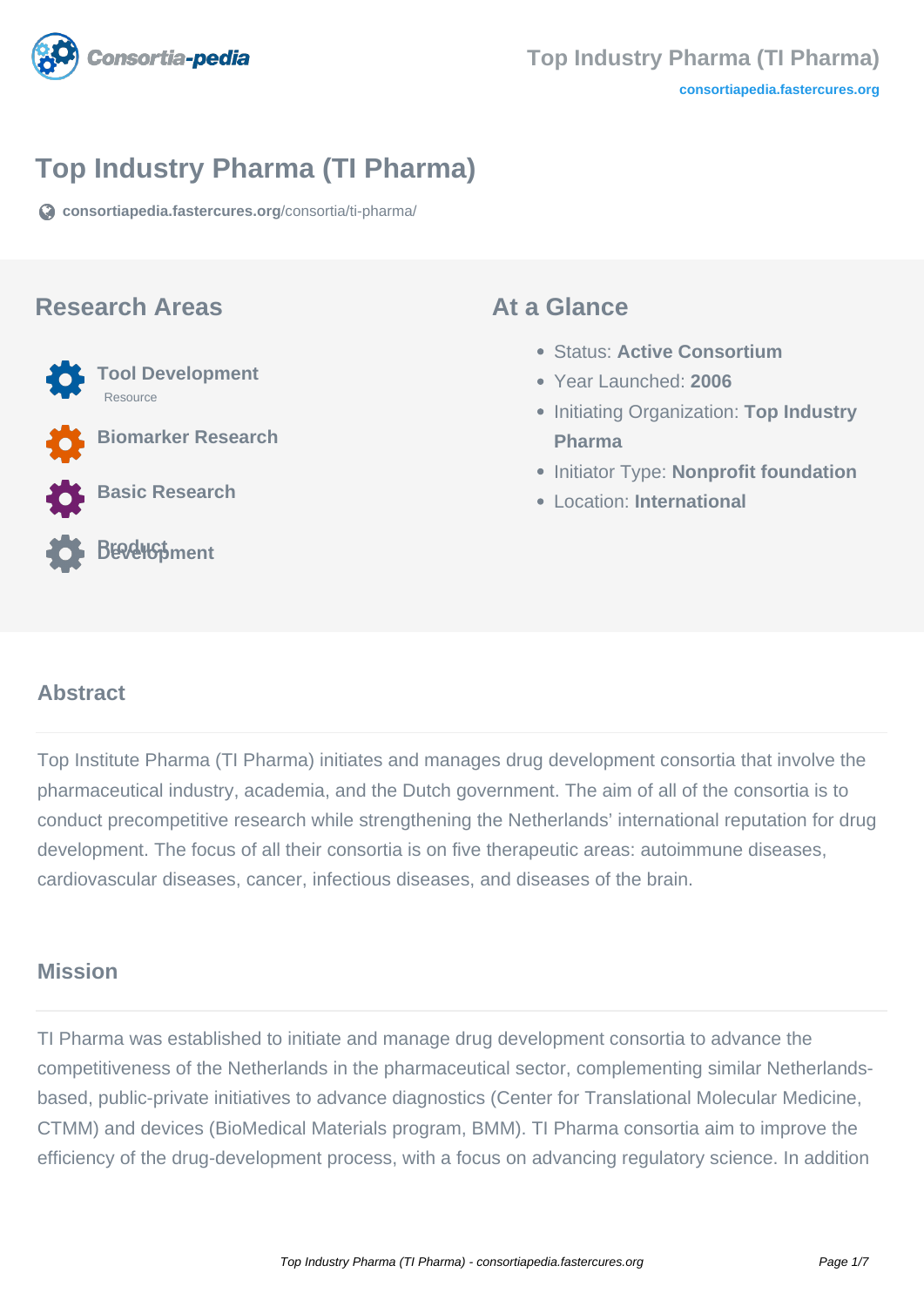# Top Industry Pharma (TI Pharma)

consortiapedia.fastercures.org/consortia/ti-pharma/

## Research Areas

- **Tool Development**
  Resource
- **Biomarker Research**
- **Basic Research**
- **Product Development**

## At a Glance

- Status: **Active Consortium**
- Year Launched: **2006**
- Initiating Organization: **Top Industry Pharma**
- Initiator Type: **Nonprofit foundation**
- Location: **International**

## Abstract

Top Institute Pharma (TI Pharma) initiates and manages drug development consortia that involve the pharmaceutical industry, academia, and the Dutch government. The aim of all of the consortia is to conduct precompetitive research while strengthening the Netherlands' international reputation for drug development. The focus of all their consortia is on five therapeutic areas: autoimmune diseases, cardiovascular diseases, cancer, infectious diseases, and diseases of the brain.

## Mission

TI Pharma was established to initiate and manage drug development consortia to advance the competitiveness of the Netherlands in the pharmaceutical sector, complementing similar Netherlands-based, public-private initiatives to advance diagnostics (Center for Translational Molecular Medicine, CTMM) and devices (BioMedical Materials program, BMM). TI Pharma consortia aim to improve the efficiency of the drug-development process, with a focus on advancing regulatory science. In addition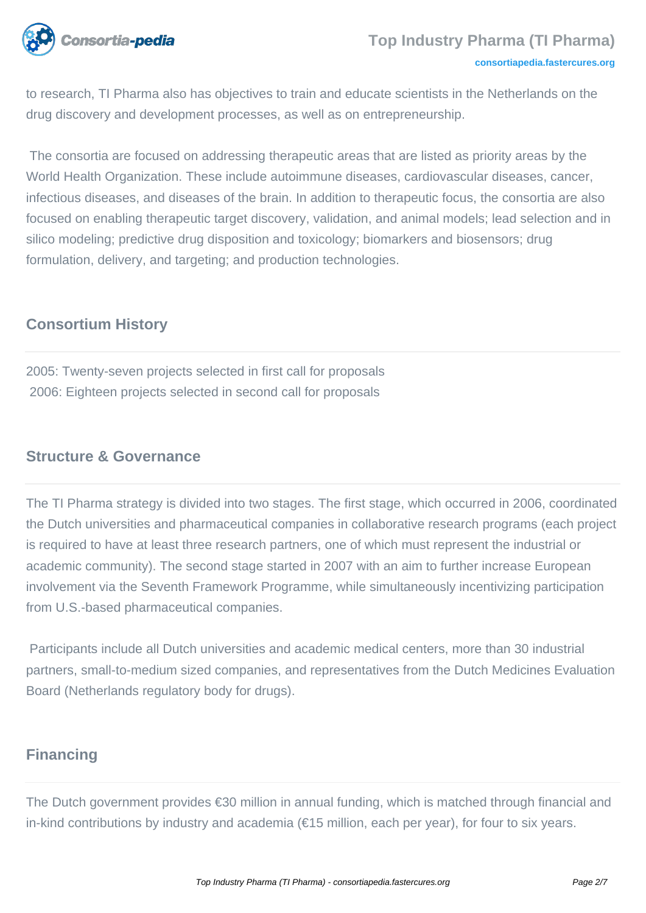to research, TI Pharma also has objectives to train and educate scientists in the Netherlands on the drug discovery and development processes, as well as on entrepreneurship.

The consortia are focused on addressing therapeutic areas that are listed as priority areas by the World Health Organization. These include autoimmune diseases, cardiovascular diseases, cancer, infectious diseases, and diseases of the brain. In addition to therapeutic focus, the consortia are also focused on enabling therapeutic target discovery, validation, and animal models; lead selection and in silico modeling; predictive drug disposition and toxicology; biomarkers and biosensors; drug formulation, delivery, and targeting; and production technologies.

## Consortium History

2005: Twenty-seven projects selected in first call for proposals
2006: Eighteen projects selected in second call for proposals

## Structure & Governance

The TI Pharma strategy is divided into two stages. The first stage, which occurred in 2006, coordinated the Dutch universities and pharmaceutical companies in collaborative research programs (each project is required to have at least three research partners, one of which must represent the industrial or academic community). The second stage started in 2007 with an aim to further increase European involvement via the Seventh Framework Programme, while simultaneously incentivizing participation from U.S.-based pharmaceutical companies.

Participants include all Dutch universities and academic medical centers, more than 30 industrial partners, small-to-medium sized companies, and representatives from the Dutch Medicines Evaluation Board (Netherlands regulatory body for drugs).

## Financing

The Dutch government provides €30 million in annual funding, which is matched through financial and in-kind contributions by industry and academia (€15 million, each per year), for four to six years.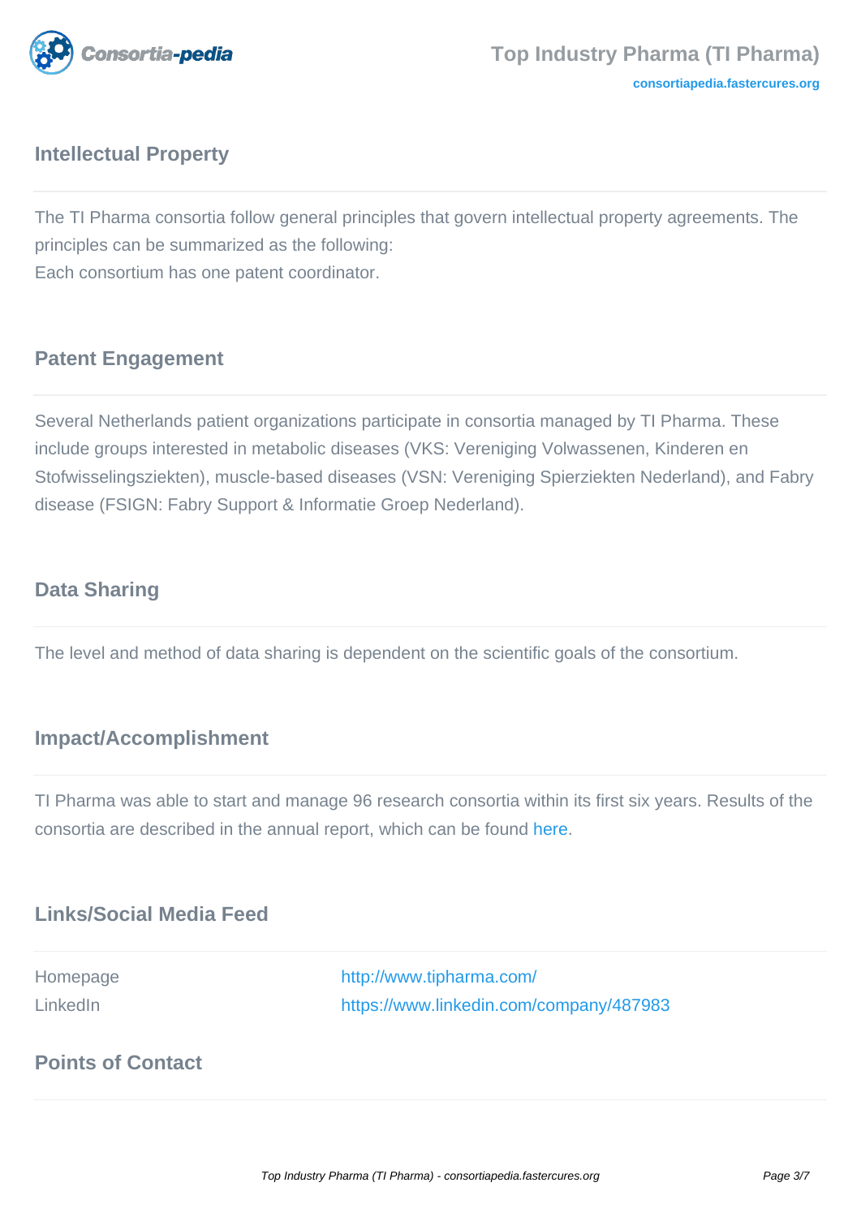## Intellectual Property

The TI Pharma consortia follow general principles that govern intellectual property agreements. The principles can be summarized as the following:
Each consortium has one patent coordinator.

## Patent Engagement

Several Netherlands patient organizations participate in consortia managed by TI Pharma. These include groups interested in metabolic diseases (VKS: Vereniging Volwassenen, Kinderen en Stofwisselingsziekten), muscle-based diseases (VSN: Vereniging Spierziekten Nederland), and Fabry disease (FSIGN: Fabry Support & Informatie Groep Nederland).

## Data Sharing

The level and method of data sharing is dependent on the scientific goals of the consortium.

## Impact/Accomplishment

TI Pharma was able to start and manage 96 research consortia within its first six years. Results of the consortia are described in the annual report, which can be found here.

## Links/Social Media Feed

| | |
|---|---|
| Homepage | http://www.tipharma.com/ |
| LinkedIn | https://www.linkedin.com/company/487983 |

## Points of Contact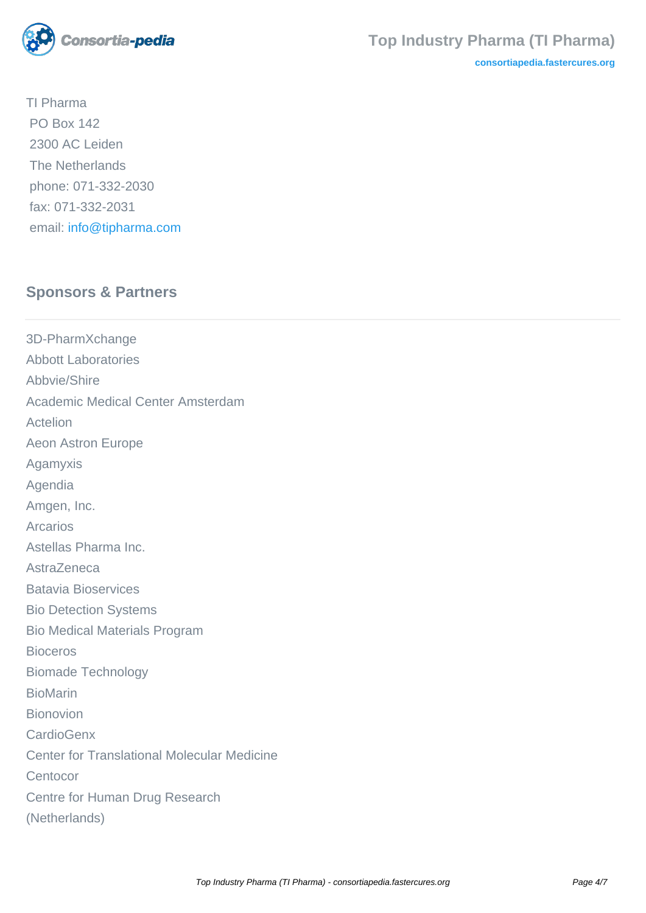TI Pharma
PO Box 142
2300 AC Leiden
The Netherlands
phone: 071-332-2030
fax: 071-332-2031
email: info@tipharma.com

## Sponsors & Partners

3D-PharmXchange
Abbott Laboratories
Abbvie/Shire
Academic Medical Center Amsterdam
Actelion
Aeon Astron Europe
Agamyxis
Agendia
Amgen, Inc.
Arcarios
Astellas Pharma Inc.
AstraZeneca
Batavia Bioservices
Bio Detection Systems
Bio Medical Materials Program
Bioceros
Biomade Technology
BioMarin
Bionovion
CardioGenx
Center for Translational Molecular Medicine
Centocor
Centre for Human Drug Research (Netherlands)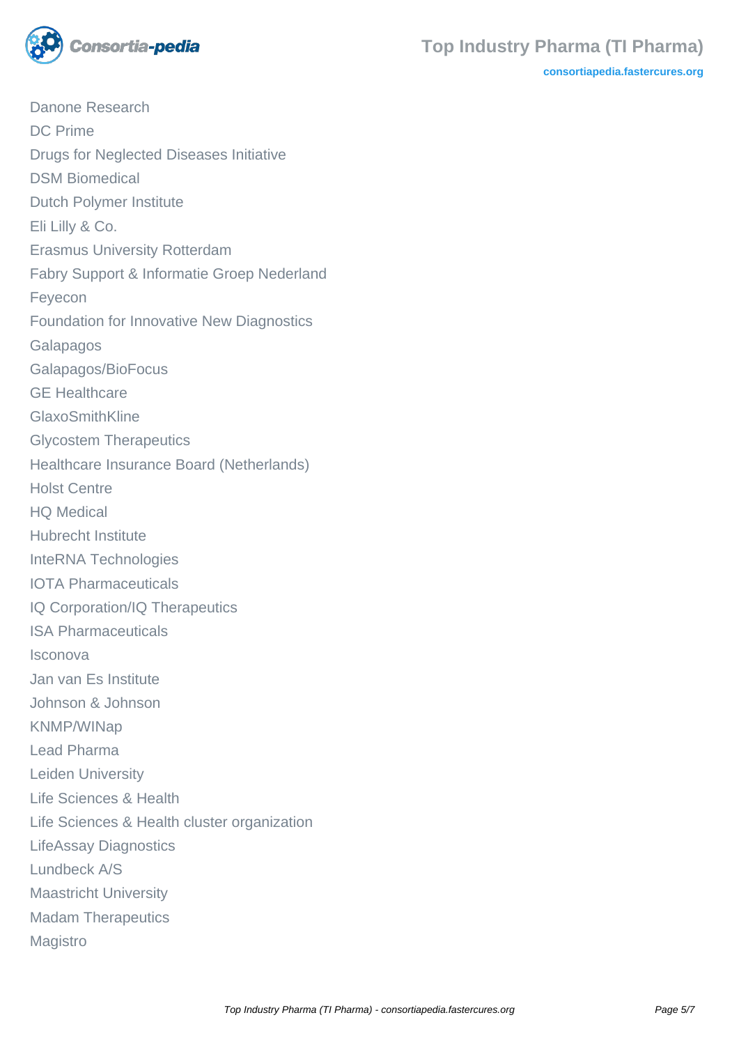Danone Research

DC Prime

Drugs for Neglected Diseases Initiative

DSM Biomedical

Dutch Polymer Institute

Eli Lilly & Co.

Erasmus University Rotterdam

Fabry Support & Informatie Groep Nederland

Feyecon

Foundation for Innovative New Diagnostics

Galapagos

Galapagos/BioFocus

GE Healthcare

GlaxoSmithKline

Glycostem Therapeutics

Healthcare Insurance Board (Netherlands)

Holst Centre

HQ Medical

Hubrecht Institute

InteRNA Technologies

IOTA Pharmaceuticals

IQ Corporation/IQ Therapeutics

ISA Pharmaceuticals

Isconova

Jan van Es Institute

Johnson & Johnson

KNMP/WINap

Lead Pharma

Leiden University

Life Sciences & Health

Life Sciences & Health cluster organization

LifeAssay Diagnostics

Lundbeck A/S

Maastricht University

Madam Therapeutics

Magistro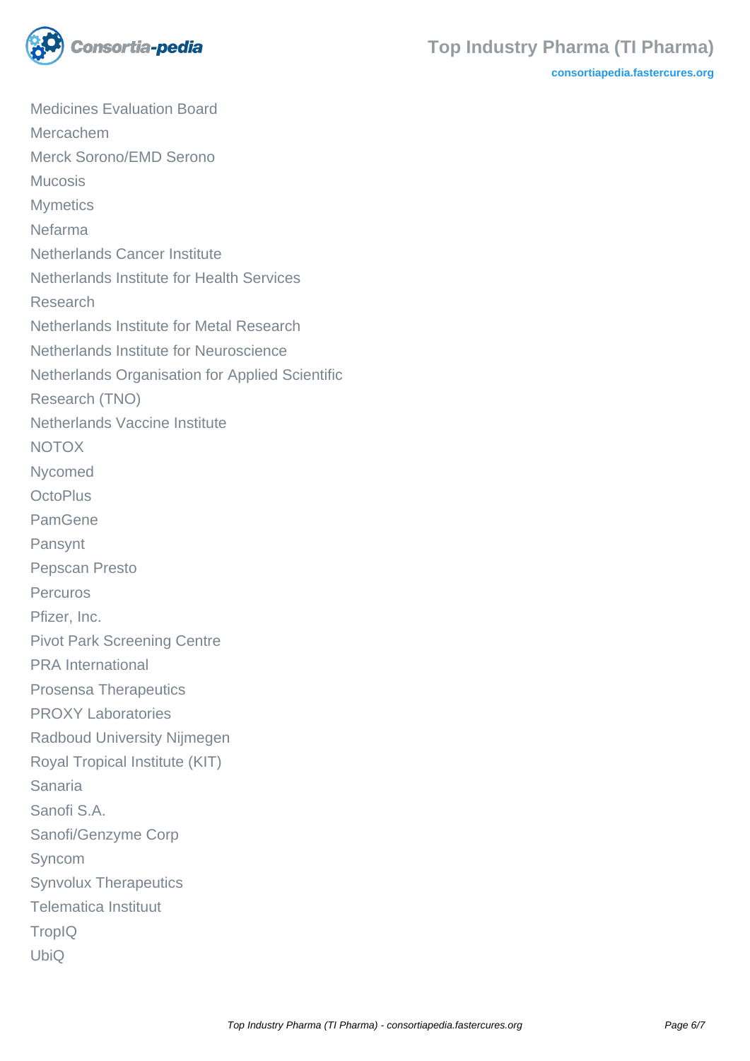Medicines Evaluation Board
Mercachem
Merck Sorono/EMD Serono
Mucosis
Mymetics
Nefarma
Netherlands Cancer Institute
Netherlands Institute for Health Services Research
Netherlands Institute for Metal Research
Netherlands Institute for Neuroscience
Netherlands Organisation for Applied Scientific Research (TNO)
Netherlands Vaccine Institute
NOTOX
Nycomed
OctoPlus
PamGene
Pansynt
Pepscan Presto
Percuros
Pfizer, Inc.
Pivot Park Screening Centre
PRA International
Prosensa Therapeutics
PROXY Laboratories
Radboud University Nijmegen
Royal Tropical Institute (KIT)
Sanaria
Sanofi S.A.
Sanofi/Genzyme Corp
Syncom
Synvolux Therapeutics
Telematica Instituut
TropIQ
UbiQ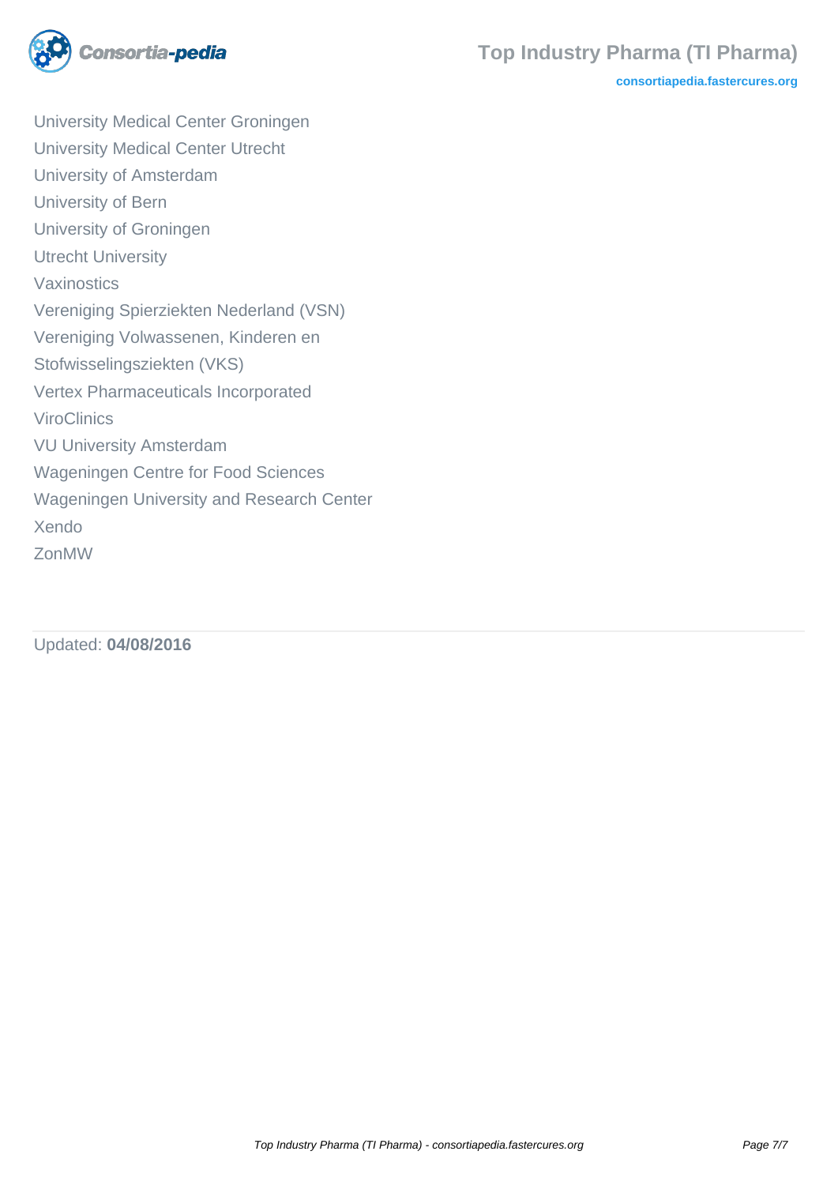University Medical Center Groningen
University Medical Center Utrecht
University of Amsterdam
University of Bern
University of Groningen
Utrecht University
Vaxinostics
Vereniging Spierziekten Nederland (VSN)
Vereniging Volwassenen, Kinderen en Stofwisselingsziekten (VKS)
Vertex Pharmaceuticals Incorporated
ViroClinics
VU University Amsterdam
Wageningen Centre for Food Sciences
Wageningen University and Research Center
Xendo
ZonMW

Updated: **04/08/2016**